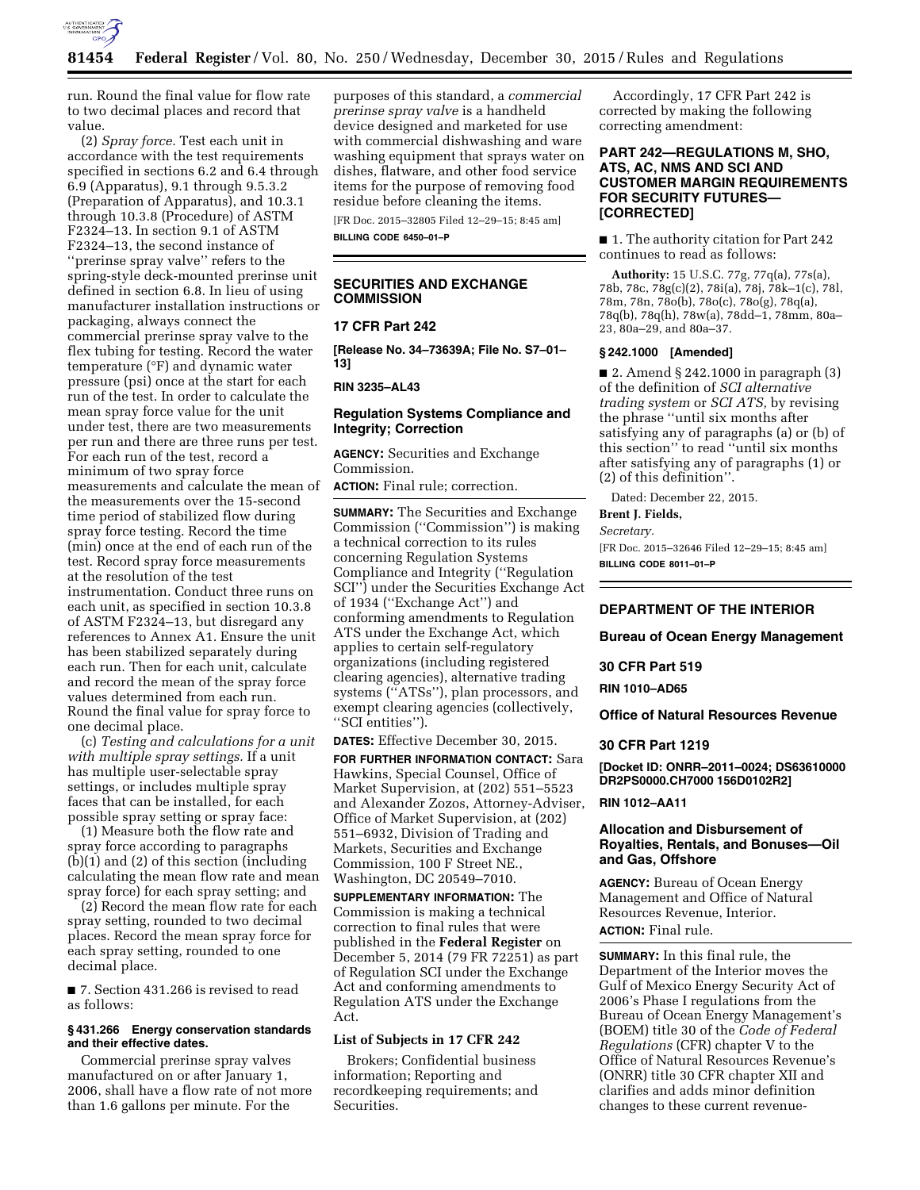run. Round the final value for flow rate to two decimal places and record that value.

(2) *Spray force.* Test each unit in accordance with the test requirements specified in sections 6.2 and 6.4 through 6.9 (Apparatus), 9.1 through 9.5.3.2 (Preparation of Apparatus), and 10.3.1 through 10.3.8 (Procedure) of ASTM F2324–13. In section 9.1 of ASTM F2324–13, the second instance of ''prerinse spray valve'' refers to the spring-style deck-mounted prerinse unit defined in section 6.8. In lieu of using manufacturer installation instructions or packaging, always connect the commercial prerinse spray valve to the flex tubing for testing. Record the water temperature (°F) and dynamic water pressure (psi) once at the start for each run of the test. In order to calculate the mean spray force value for the unit under test, there are two measurements per run and there are three runs per test. For each run of the test, record a minimum of two spray force measurements and calculate the mean of the measurements over the 15-second time period of stabilized flow during spray force testing. Record the time (min) once at the end of each run of the test. Record spray force measurements at the resolution of the test instrumentation. Conduct three runs on each unit, as specified in section 10.3.8 of ASTM F2324–13, but disregard any references to Annex A1. Ensure the unit has been stabilized separately during each run. Then for each unit, calculate and record the mean of the spray force values determined from each run. Round the final value for spray force to one decimal place.

(c) *Testing and calculations for a unit with multiple spray settings.* If a unit has multiple user-selectable spray settings, or includes multiple spray faces that can be installed, for each possible spray setting or spray face:

(1) Measure both the flow rate and spray force according to paragraphs (b)(1) and (2) of this section (including calculating the mean flow rate and mean spray force) for each spray setting; and

(2) Record the mean flow rate for each spray setting, rounded to two decimal places. Record the mean spray force for each spray setting, rounded to one decimal place.

■ 7. Section 431.266 is revised to read as follows:

**§ 431.266 Energy conservation standards and their effective dates.**

Commercial prerinse spray valves manufactured on or after January 1, 2006, shall have a flow rate of not more than 1.6 gallons per minute. For the purposes of this standard, a *commercial prerinse spray valve* is a handheld device designed and marketed for use with commercial dishwashing and ware washing equipment that sprays water on dishes, flatware, and other food service items for the purpose of removing food residue before cleaning the items.

[FR Doc. 2015–32805 Filed 12–29–15; 8:45 am]

**BILLING CODE 6450–01–P**

---

## SECURITIES AND EXCHANGE COMMISSION

### 17 CFR Part 242

**[Release No. 34–73639A; File No. S7–01–13]**

**RIN 3235–AL43**

### Regulation Systems Compliance and Integrity; Correction

**AGENCY:** Securities and Exchange Commission.

**ACTION:** Final rule; correction.

**SUMMARY:** The Securities and Exchange Commission (''Commission'') is making a technical correction to its rules concerning Regulation Systems Compliance and Integrity (''Regulation SCI'') under the Securities Exchange Act of 1934 (''Exchange Act'') and conforming amendments to Regulation ATS under the Exchange Act, which applies to certain self-regulatory organizations (including registered clearing agencies), alternative trading systems (''ATSs''), plan processors, and exempt clearing agencies (collectively, ''SCI entities'').

**DATES:** Effective December 30, 2015.

**FOR FURTHER INFORMATION CONTACT:** Sara Hawkins, Special Counsel, Office of Market Supervision, at (202) 551–5523 and Alexander Zozos, Attorney-Adviser, Office of Market Supervision, at (202) 551–6932, Division of Trading and Markets, Securities and Exchange Commission, 100 F Street NE., Washington, DC 20549–7010.

**SUPPLEMENTARY INFORMATION:** The Commission is making a technical correction to final rules that were published in the **Federal Register** on December 5, 2014 (79 FR 72251) as part of Regulation SCI under the Exchange Act and conforming amendments to Regulation ATS under the Exchange Act.

#### List of Subjects in 17 CFR 242

Brokers; Confidential business information; Reporting and recordkeeping requirements; and Securities.

Accordingly, 17 CFR Part 242 is corrected by making the following correcting amendment:

#### PART 242—REGULATIONS M, SHO, ATS, AC, NMS AND SCI AND CUSTOMER MARGIN REQUIREMENTS FOR SECURITY FUTURES—[CORRECTED]

■ 1. The authority citation for Part 242 continues to read as follows:

**Authority:** 15 U.S.C. 77g, 77q(a), 77s(a), 78b, 78c, 78g(c)(2), 78i(a), 78j, 78k–1(c), 78l, 78m, 78n, 78o(b), 78o(c), 78o(g), 78q(a), 78q(b), 78q(h), 78w(a), 78dd–1, 78mm, 80a–23, 80a–29, and 80a–37.

**§ 242.1000 [Amended]**

■ 2. Amend § 242.1000 in paragraph (3) of the definition of *SCI alternative trading system* or *SCI ATS,* by revising the phrase ''until six months after satisfying any of paragraphs (a) or (b) of this section'' to read ''until six months after satisfying any of paragraphs (1) or (2) of this definition''.

Dated: December 22, 2015.

**Brent J. Fields,**

*Secretary.*

[FR Doc. 2015–32646 Filed 12–29–15; 8:45 am]

**BILLING CODE 8011–01–P**

---

## DEPARTMENT OF THE INTERIOR

### Bureau of Ocean Energy Management

### 30 CFR Part 519

**RIN 1010–AD65**

### Office of Natural Resources Revenue

### 30 CFR Part 1219

**[Docket ID: ONRR–2011–0024; DS63610000 DR2PS0000.CH7000 156D0102R2]**

**RIN 1012–AA11**

### Allocation and Disbursement of Royalties, Rentals, and Bonuses—Oil and Gas, Offshore

**AGENCY:** Bureau of Ocean Energy Management and Office of Natural Resources Revenue, Interior.

**ACTION:** Final rule.

**SUMMARY:** In this final rule, the Department of the Interior moves the Gulf of Mexico Energy Security Act of 2006's Phase I regulations from the Bureau of Ocean Energy Management's (BOEM) title 30 of the *Code of Federal Regulations* (CFR) chapter V to the Office of Natural Resources Revenue's (ONRR) title 30 CFR chapter XII and clarifies and adds minor definition changes to these current revenue-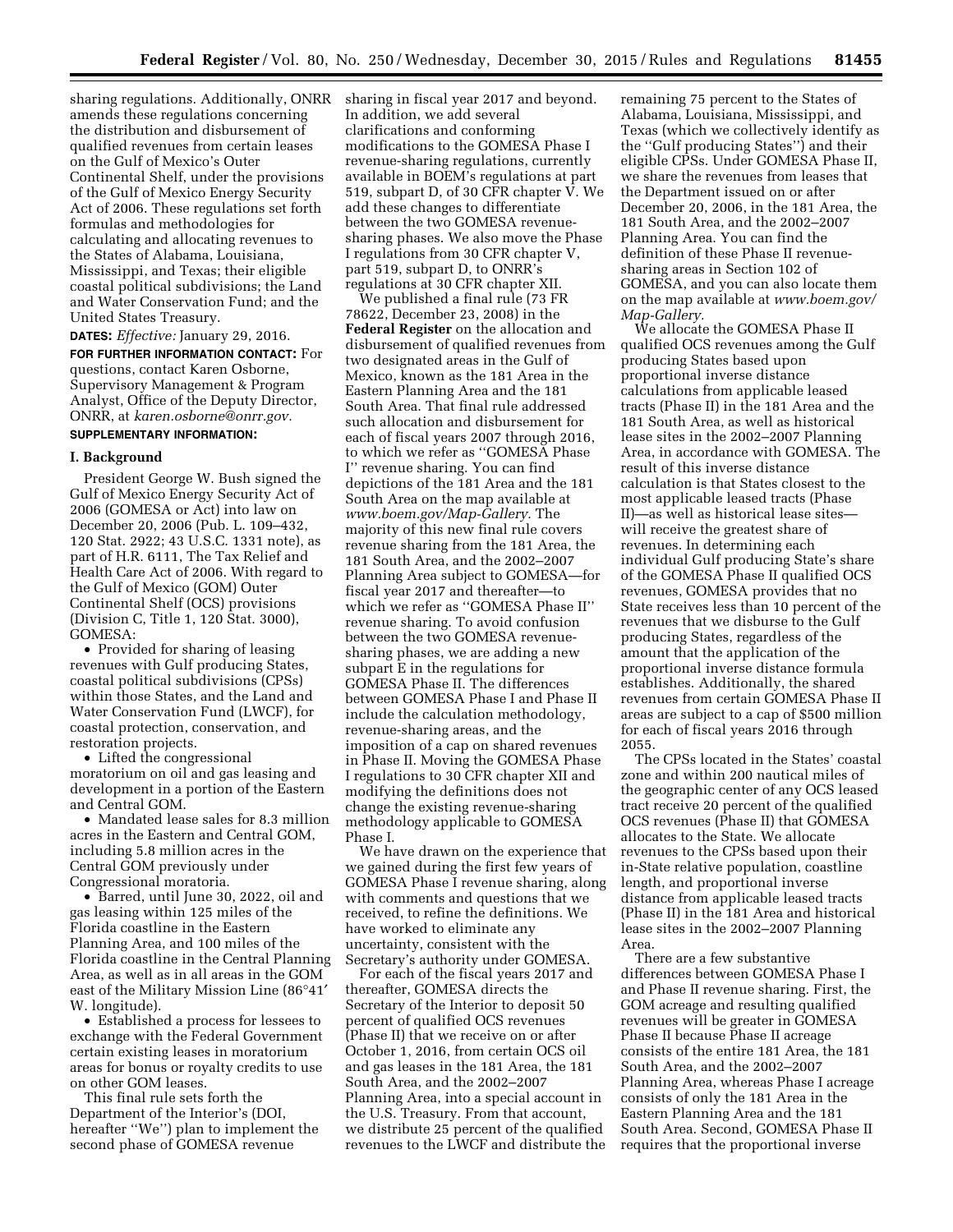sharing regulations. Additionally, ONRR amends these regulations concerning the distribution and disbursement of qualified revenues from certain leases on the Gulf of Mexico's Outer Continental Shelf, under the provisions of the Gulf of Mexico Energy Security Act of 2006. These regulations set forth formulas and methodologies for calculating and allocating revenues to the States of Alabama, Louisiana, Mississippi, and Texas; their eligible coastal political subdivisions; the Land and Water Conservation Fund; and the United States Treasury.

**DATES:** *Effective:* January 29, 2016.

**FOR FURTHER INFORMATION CONTACT:** For questions, contact Karen Osborne, Supervisory Management & Program Analyst, Office of the Deputy Director, ONRR, at *karen.osborne@onrr.gov.*

**SUPPLEMENTARY INFORMATION:**

## I. Background

President George W. Bush signed the Gulf of Mexico Energy Security Act of 2006 (GOMESA or Act) into law on December 20, 2006 (Pub. L. 109–432, 120 Stat. 2922; 43 U.S.C. 1331 note), as part of H.R. 6111, The Tax Relief and Health Care Act of 2006. With regard to the Gulf of Mexico (GOM) Outer Continental Shelf (OCS) provisions (Division C, Title 1, 120 Stat. 3000), GOMESA:

- Provided for sharing of leasing revenues with Gulf producing States, coastal political subdivisions (CPSs) within those States, and the Land and Water Conservation Fund (LWCF), for coastal protection, conservation, and restoration projects.
- Lifted the congressional moratorium on oil and gas leasing and development in a portion of the Eastern and Central GOM.
- Mandated lease sales for 8.3 million acres in the Eastern and Central GOM, including 5.8 million acres in the Central GOM previously under Congressional moratoria.
- Barred, until June 30, 2022, oil and gas leasing within 125 miles of the Florida coastline in the Eastern Planning Area, and 100 miles of the Florida coastline in the Central Planning Area, as well as in all areas in the GOM east of the Military Mission Line (86°41′ W. longitude).
- Established a process for lessees to exchange with the Federal Government certain existing leases in moratorium areas for bonus or royalty credits to use on other GOM leases.

This final rule sets forth the Department of the Interior's (DOI, hereafter "We") plan to implement the second phase of GOMESA revenue sharing in fiscal year 2017 and beyond. In addition, we add several clarifications and conforming modifications to the GOMESA Phase I revenue-sharing regulations, currently available in BOEM's regulations at part 519, subpart D, of 30 CFR chapter V. We add these changes to differentiate between the two GOMESA revenue-sharing phases. We also move the Phase I regulations from 30 CFR chapter V, part 519, subpart D, to ONRR's regulations at 30 CFR chapter XII.

We published a final rule (73 FR 78622, December 23, 2008) in the **Federal Register** on the allocation and disbursement of qualified revenues from two designated areas in the Gulf of Mexico, known as the 181 Area in the Eastern Planning Area and the 181 South Area. That final rule addressed such allocation and disbursement for each of fiscal years 2007 through 2016, to which we refer as "GOMESA Phase I" revenue sharing. You can find depictions of the 181 Area and the 181 South Area on the map available at *www.boem.gov/Map-Gallery.* The majority of this new final rule covers revenue sharing from the 181 Area, the 181 South Area, and the 2002–2007 Planning Area subject to GOMESA—for fiscal year 2017 and thereafter—to which we refer as "GOMESA Phase II" revenue sharing. To avoid confusion between the two GOMESA revenue-sharing phases, we are adding a new subpart E in the regulations for GOMESA Phase II. The differences between GOMESA Phase I and Phase II include the calculation methodology, revenue-sharing areas, and the imposition of a cap on shared revenues in Phase II. Moving the GOMESA Phase I regulations to 30 CFR chapter XII and modifying the definitions does not change the existing revenue-sharing methodology applicable to GOMESA Phase I.

We have drawn on the experience that we gained during the first few years of GOMESA Phase I revenue sharing, along with comments and questions that we received, to refine the definitions. We have worked to eliminate any uncertainty, consistent with the Secretary's authority under GOMESA.

For each of the fiscal years 2017 and thereafter, GOMESA directs the Secretary of the Interior to deposit 50 percent of qualified OCS revenues (Phase II) that we receive on or after October 1, 2016, from certain OCS oil and gas leases in the 181 Area, the 181 South Area, and the 2002–2007 Planning Area, into a special account in the U.S. Treasury. From that account, we distribute 25 percent of the qualified revenues to the LWCF and distribute the remaining 75 percent to the States of Alabama, Louisiana, Mississippi, and Texas (which we collectively identify as the "Gulf producing States") and their eligible CPSs. Under GOMESA Phase II, we share the revenues from leases that the Department issued on or after December 20, 2006, in the 181 Area, the 181 South Area, and the 2002–2007 Planning Area. You can find the definition of these Phase II revenue-sharing areas in Section 102 of GOMESA, and you can also locate them on the map available at *www.boem.gov/Map-Gallery.*

We allocate the GOMESA Phase II qualified OCS revenues among the Gulf producing States based upon proportional inverse distance calculations from applicable leased tracts (Phase II) in the 181 Area and the 181 South Area, as well as historical lease sites in the 2002–2007 Planning Area, in accordance with GOMESA. The result of this inverse distance calculation is that States closest to the most applicable leased tracts (Phase II)—as well as historical lease sites—will receive the greatest share of revenues. In determining each individual Gulf producing State's share of the GOMESA Phase II qualified OCS revenues, GOMESA provides that no State receives less than 10 percent of the revenues that we disburse to the Gulf producing States, regardless of the amount that the application of the proportional inverse distance formula establishes. Additionally, the shared revenues from certain GOMESA Phase II areas are subject to a cap of $500 million for each of fiscal years 2016 through 2055.

The CPSs located in the States' coastal zone and within 200 nautical miles of the geographic center of any OCS leased tract receive 20 percent of the qualified OCS revenues (Phase II) that GOMESA allocates to the State. We allocate revenues to the CPSs based upon their in-State relative population, coastline length, and proportional inverse distance from applicable leased tracts (Phase II) in the 181 Area and historical lease sites in the 2002–2007 Planning Area.

There are a few substantive differences between GOMESA Phase I and Phase II revenue sharing. First, the GOM acreage and resulting qualified revenues will be greater in GOMESA Phase II because Phase II acreage consists of the entire 181 Area, the 181 South Area, and the 2002–2007 Planning Area, whereas Phase I acreage consists of only the 181 Area in the Eastern Planning Area and the 181 South Area. Second, GOMESA Phase II requires that the proportional inverse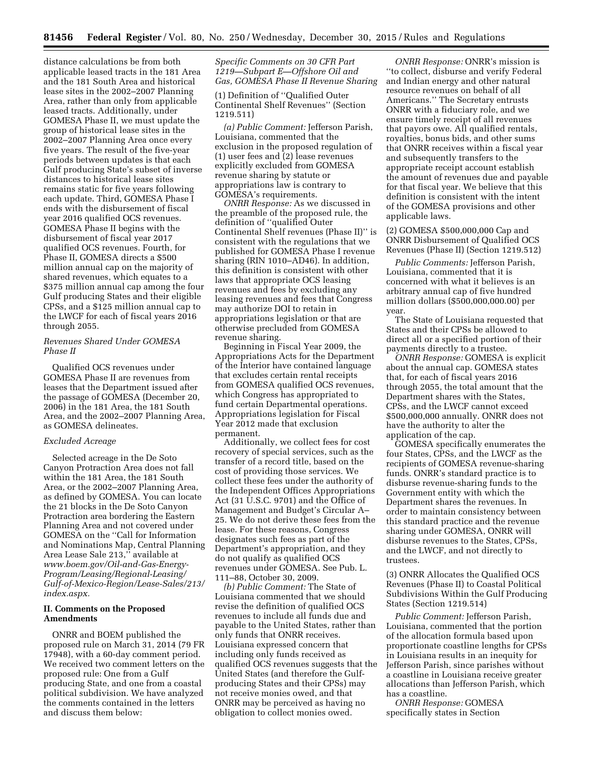distance calculations be from both applicable leased tracts in the 181 Area and the 181 South Area and historical lease sites in the 2002–2007 Planning Area, rather than only from applicable leased tracts. Additionally, under GOMESA Phase II, we must update the group of historical lease sites in the 2002–2007 Planning Area once every five years. The result of the five-year periods between updates is that each Gulf producing State's subset of inverse distances to historical lease sites remains static for five years following each update. Third, GOMESA Phase I ends with the disbursement of fiscal year 2016 qualified OCS revenues. GOMESA Phase II begins with the disbursement of fiscal year 2017 qualified OCS revenues. Fourth, for Phase II, GOMESA directs a $500 million annual cap on the majority of shared revenues, which equates to a $375 million annual cap among the four Gulf producing States and their eligible CPSs, and a $125 million annual cap to the LWCF for each of fiscal years 2016 through 2055.

*Revenues Shared Under GOMESA Phase II*

Qualified OCS revenues under GOMESA Phase II are revenues from leases that the Department issued after the passage of GOMESA (December 20, 2006) in the 181 Area, the 181 South Area, and the 2002–2007 Planning Area, as GOMESA delineates.

*Excluded Acreage*

Selected acreage in the De Soto Canyon Protraction Area does not fall within the 181 Area, the 181 South Area, or the 2002–2007 Planning Area, as defined by GOMESA. You can locate the 21 blocks in the De Soto Canyon Protraction area bordering the Eastern Planning Area and not covered under GOMESA on the ''Call for Information and Nominations Map, Central Planning Area Lease Sale 213,'' available at *www.boem.gov/Oil-and-Gas-Energy-Program/Leasing/Regional-Leasing/Gulf-of-Mexico-Region/Lease-Sales/213/index.aspx.*

## II. Comments on the Proposed Amendments

ONRR and BOEM published the proposed rule on March 31, 2014 (79 FR 17948), with a 60-day comment period. We received two comment letters on the proposed rule: One from a Gulf producing State, and one from a coastal political subdivision. We have analyzed the comments contained in the letters and discuss them below:

*Specific Comments on 30 CFR Part 1219—Subpart E—Offshore Oil and Gas, GOMESA Phase II Revenue Sharing*

(1) Definition of ''Qualified Outer Continental Shelf Revenues'' (Section 1219.511)

*(a) Public Comment:* Jefferson Parish, Louisiana, commented that the exclusion in the proposed regulation of (1) user fees and (2) lease revenues explicitly excluded from GOMESA revenue sharing by statute or appropriations law is contrary to GOMESA's requirements.

*ONRR Response:* As we discussed in the preamble of the proposed rule, the definition of ''qualified Outer Continental Shelf revenues (Phase II)'' is consistent with the regulations that we published for GOMESA Phase I revenue sharing (RIN 1010–AD46). In addition, this definition is consistent with other laws that appropriate OCS leasing revenues and fees by excluding any leasing revenues and fees that Congress may authorize DOI to retain in appropriations legislation or that are otherwise precluded from GOMESA revenue sharing.

Beginning in Fiscal Year 2009, the Appropriations Acts for the Department of the Interior have contained language that excludes certain rental receipts from GOMESA qualified OCS revenues, which Congress has appropriated to fund certain Departmental operations. Appropriations legislation for Fiscal Year 2012 made that exclusion permanent.

Additionally, we collect fees for cost recovery of special services, such as the transfer of a record title, based on the cost of providing those services. We collect these fees under the authority of the Independent Offices Appropriations Act (31 U.S.C. 9701) and the Office of Management and Budget's Circular A–25. We do not derive these fees from the lease. For these reasons, Congress designates such fees as part of the Department's appropriation, and they do not qualify as qualified OCS revenues under GOMESA. See Pub. L. 111–88, October 30, 2009.

*(b) Public Comment:* The State of Louisiana commented that we should revise the definition of qualified OCS revenues to include all funds due and payable to the United States, rather than only funds that ONRR receives. Louisiana expressed concern that including only funds received as qualified OCS revenues suggests that the United States (and therefore the Gulf-producing States and their CPSs) may not receive monies owed, and that ONRR may be perceived as having no obligation to collect monies owed.

*ONRR Response:* ONRR's mission is ''to collect, disburse and verify Federal and Indian energy and other natural resource revenues on behalf of all Americans.'' The Secretary entrusts ONRR with a fiduciary role, and we ensure timely receipt of all revenues that payors owe. All qualified rentals, royalties, bonus bids, and other sums that ONRR receives within a fiscal year and subsequently transfers to the appropriate receipt account establish the amount of revenues due and payable for that fiscal year. We believe that this definition is consistent with the intent of the GOMESA provisions and other applicable laws.

(2) GOMESA $500,000,000 Cap and ONRR Disbursement of Qualified OCS Revenues (Phase II) (Section 1219.512)

*Public Comments:* Jefferson Parish, Louisiana, commented that it is concerned with what it believes is an arbitrary annual cap of five hundred million dollars ($500,000,000.00) per year.

The State of Louisiana requested that States and their CPSs be allowed to direct all or a specified portion of their payments directly to a trustee.

*ONRR Response:* GOMESA is explicit about the annual cap. GOMESA states that, for each of fiscal years 2016 through 2055, the total amount that the Department shares with the States, CPSs, and the LWCF cannot exceed $500,000,000 annually. ONRR does not have the authority to alter the application of the cap.

GOMESA specifically enumerates the four States, CPSs, and the LWCF as the recipients of GOMESA revenue-sharing funds. ONRR's standard practice is to disburse revenue-sharing funds to the Government entity with which the Department shares the revenues. In order to maintain consistency between this standard practice and the revenue sharing under GOMESA, ONRR will disburse revenues to the States, CPSs, and the LWCF, and not directly to trustees.

(3) ONRR Allocates the Qualified OCS Revenues (Phase II) to Coastal Political Subdivisions Within the Gulf Producing States (Section 1219.514)

*Public Comment:* Jefferson Parish, Louisiana, commented that the portion of the allocation formula based upon proportionate coastline lengths for CPSs in Louisiana results in an inequity for Jefferson Parish, since parishes without a coastline in Louisiana receive greater allocations than Jefferson Parish, which has a coastline.

*ONRR Response:* GOMESA specifically states in Section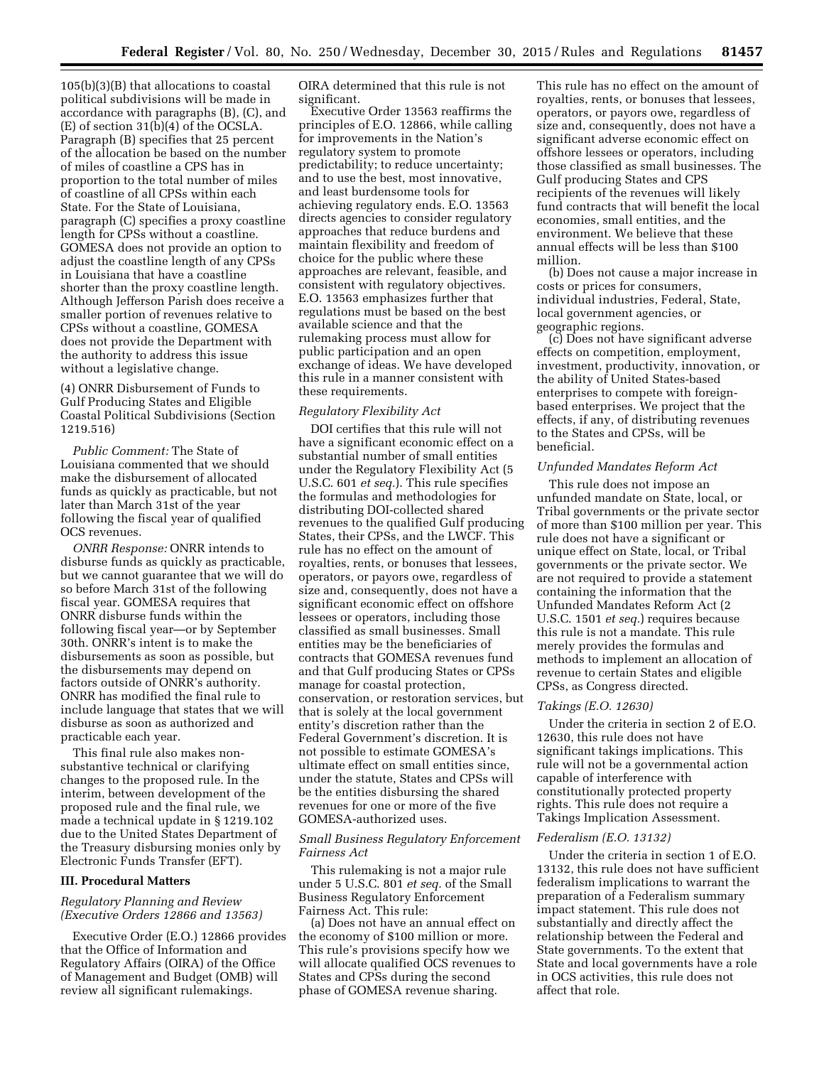105(b)(3)(B) that allocations to coastal political subdivisions will be made in accordance with paragraphs (B), (C), and (E) of section 31(b)(4) of the OCSLA. Paragraph (B) specifies that 25 percent of the allocation be based on the number of miles of coastline a CPS has in proportion to the total number of miles of coastline of all CPSs within each State. For the State of Louisiana, paragraph (C) specifies a proxy coastline length for CPSs without a coastline. GOMESA does not provide an option to adjust the coastline length of any CPSs in Louisiana that have a coastline shorter than the proxy coastline length. Although Jefferson Parish does receive a smaller portion of revenues relative to CPSs without a coastline, GOMESA does not provide the Department with the authority to address this issue without a legislative change.

(4) ONRR Disbursement of Funds to Gulf Producing States and Eligible Coastal Political Subdivisions (Section 1219.516)

*Public Comment:* The State of Louisiana commented that we should make the disbursement of allocated funds as quickly as practicable, but not later than March 31st of the year following the fiscal year of qualified OCS revenues.

*ONRR Response:* ONRR intends to disburse funds as quickly as practicable, but we cannot guarantee that we will do so before March 31st of the following fiscal year. GOMESA requires that ONRR disburse funds within the following fiscal year—or by September 30th. ONRR's intent is to make the disbursements as soon as possible, but the disbursements may depend on factors outside of ONRR's authority. ONRR has modified the final rule to include language that states that we will disburse as soon as authorized and practicable each year.

This final rule also makes non-substantive technical or clarifying changes to the proposed rule. In the interim, between development of the proposed rule and the final rule, we made a technical update in § 1219.102 due to the United States Department of the Treasury disbursing monies only by Electronic Funds Transfer (EFT).

## III. Procedural Matters

### *Regulatory Planning and Review (Executive Orders 12866 and 13563)*

Executive Order (E.O.) 12866 provides that the Office of Information and Regulatory Affairs (OIRA) of the Office of Management and Budget (OMB) will review all significant rulemakings. OIRA determined that this rule is not significant.

Executive Order 13563 reaffirms the principles of E.O. 12866, while calling for improvements in the Nation's regulatory system to promote predictability; to reduce uncertainty; and to use the best, most innovative, and least burdensome tools for achieving regulatory ends. E.O. 13563 directs agencies to consider regulatory approaches that reduce burdens and maintain flexibility and freedom of choice for the public where these approaches are relevant, feasible, and consistent with regulatory objectives. E.O. 13563 emphasizes further that regulations must be based on the best available science and that the rulemaking process must allow for public participation and an open exchange of ideas. We have developed this rule in a manner consistent with these requirements.

### *Regulatory Flexibility Act*

DOI certifies that this rule will not have a significant economic effect on a substantial number of small entities under the Regulatory Flexibility Act (5 U.S.C. 601 *et seq.*). This rule specifies the formulas and methodologies for distributing DOI-collected shared revenues to the qualified Gulf producing States, their CPSs, and the LWCF. This rule has no effect on the amount of royalties, rents, or bonuses that lessees, operators, or payors owe, regardless of size and, consequently, does not have a significant economic effect on offshore lessees or operators, including those classified as small businesses. Small entities may be the beneficiaries of contracts that GOMESA revenues fund and that Gulf producing States or CPSs manage for coastal protection, conservation, or restoration services, but that is solely at the local government entity's discretion rather than the Federal Government's discretion. It is not possible to estimate GOMESA's ultimate effect on small entities since, under the statute, States and CPSs will be the entities disbursing the shared revenues for one or more of the five GOMESA-authorized uses.

### *Small Business Regulatory Enforcement Fairness Act*

This rulemaking is not a major rule under 5 U.S.C. 801 *et seq.* of the Small Business Regulatory Enforcement Fairness Act. This rule:

(a) Does not have an annual effect on the economy of $100 million or more. This rule's provisions specify how we will allocate qualified OCS revenues to States and CPSs during the second phase of GOMESA revenue sharing. This rule has no effect on the amount of royalties, rents, or bonuses that lessees, operators, or payors owe, regardless of size and, consequently, does not have a significant adverse economic effect on offshore lessees or operators, including those classified as small businesses. The Gulf producing States and CPS recipients of the revenues will likely fund contracts that will benefit the local economies, small entities, and the environment. We believe that these annual effects will be less than $100 million.

(b) Does not cause a major increase in costs or prices for consumers, individual industries, Federal, State, local government agencies, or geographic regions.

(c) Does not have significant adverse effects on competition, employment, investment, productivity, innovation, or the ability of United States-based enterprises to compete with foreign-based enterprises. We project that the effects, if any, of distributing revenues to the States and CPSs, will be beneficial.

### *Unfunded Mandates Reform Act*

This rule does not impose an unfunded mandate on State, local, or Tribal governments or the private sector of more than $100 million per year. This rule does not have a significant or unique effect on State, local, or Tribal governments or the private sector. We are not required to provide a statement containing the information that the Unfunded Mandates Reform Act (2 U.S.C. 1501 *et seq.*) requires because this rule is not a mandate. This rule merely provides the formulas and methods to implement an allocation of revenue to certain States and eligible CPSs, as Congress directed.

### *Takings (E.O. 12630)*

Under the criteria in section 2 of E.O. 12630, this rule does not have significant takings implications. This rule will not be a governmental action capable of interference with constitutionally protected property rights. This rule does not require a Takings Implication Assessment.

### *Federalism (E.O. 13132)*

Under the criteria in section 1 of E.O. 13132, this rule does not have sufficient federalism implications to warrant the preparation of a Federalism summary impact statement. This rule does not substantially and directly affect the relationship between the Federal and State governments. To the extent that State and local governments have a role in OCS activities, this rule does not affect that role.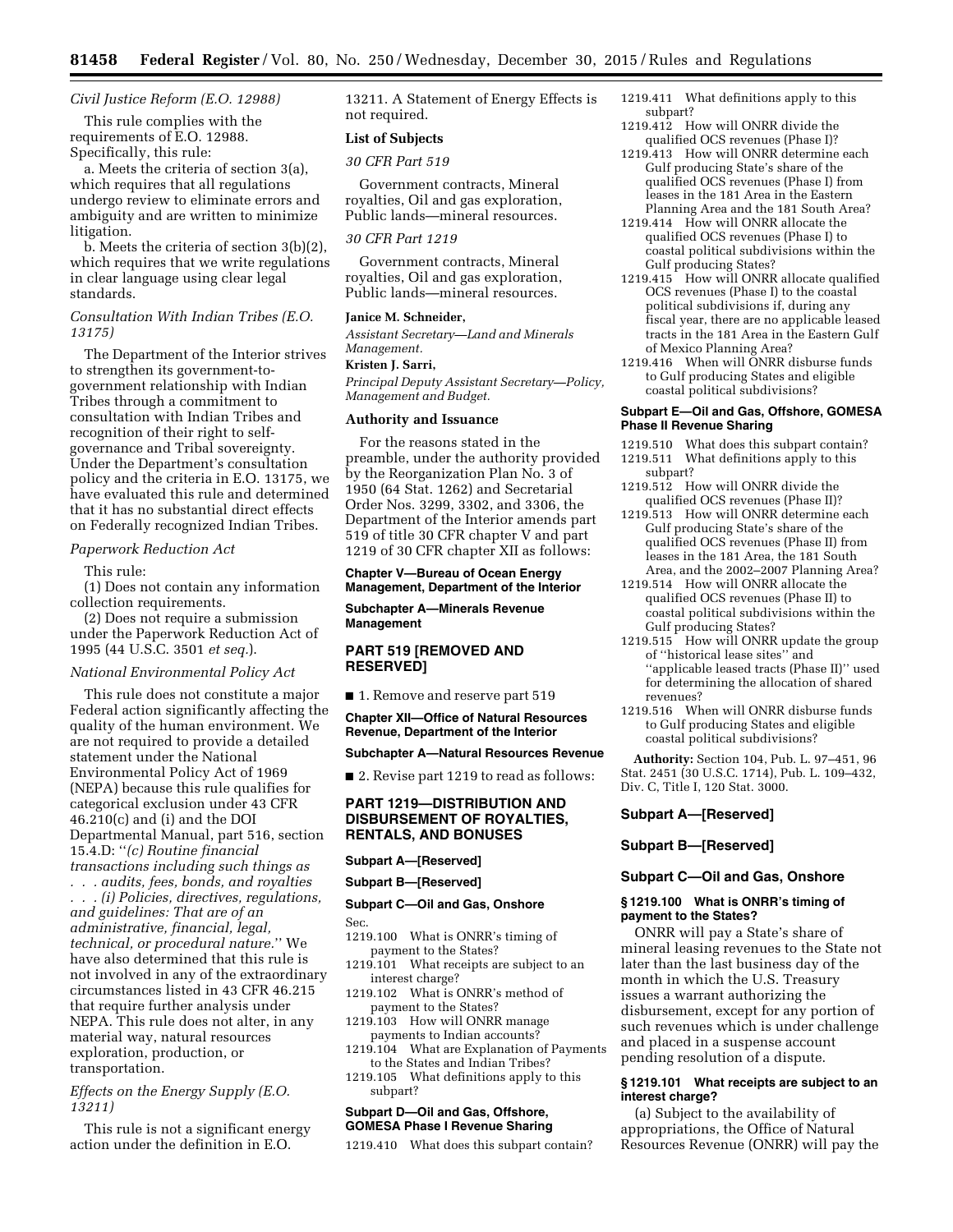*Civil Justice Reform (E.O. 12988)*

This rule complies with the requirements of E.O. 12988. Specifically, this rule:

a. Meets the criteria of section 3(a), which requires that all regulations undergo review to eliminate errors and ambiguity and are written to minimize litigation.

b. Meets the criteria of section 3(b)(2), which requires that we write regulations in clear language using clear legal standards.

*Consultation With Indian Tribes (E.O. 13175)*

The Department of the Interior strives to strengthen its government-to-government relationship with Indian Tribes through a commitment to consultation with Indian Tribes and recognition of their right to self-governance and Tribal sovereignty. Under the Department's consultation policy and the criteria in E.O. 13175, we have evaluated this rule and determined that it has no substantial direct effects on Federally recognized Indian Tribes.

*Paperwork Reduction Act*

This rule:

(1) Does not contain any information collection requirements.

(2) Does not require a submission under the Paperwork Reduction Act of 1995 (44 U.S.C. 3501 *et seq.*).

*National Environmental Policy Act*

This rule does not constitute a major Federal action significantly affecting the quality of the human environment. We are not required to provide a detailed statement under the National Environmental Policy Act of 1969 (NEPA) because this rule qualifies for categorical exclusion under 43 CFR 46.210(c) and (i) and the DOI Departmental Manual, part 516, section 15.4.D: ''*(c) Routine financial transactions including such things as . . . audits, fees, bonds, and royalties . . . (i) Policies, directives, regulations, and guidelines: That are of an administrative, financial, legal, technical, or procedural nature.*'' We have also determined that this rule is not involved in any of the extraordinary circumstances listed in 43 CFR 46.215 that require further analysis under NEPA. This rule does not alter, in any material way, natural resources exploration, production, or transportation.

*Effects on the Energy Supply (E.O. 13211)*

This rule is not a significant energy action under the definition in E.O. 13211. A Statement of Energy Effects is not required.

**List of Subjects**

*30 CFR Part 519*

Government contracts, Mineral royalties, Oil and gas exploration, Public lands—mineral resources.

*30 CFR Part 1219*

Government contracts, Mineral royalties, Oil and gas exploration, Public lands—mineral resources.

**Janice M. Schneider,**

*Assistant Secretary—Land and Minerals Management.*

**Kristen J. Sarri,**

*Principal Deputy Assistant Secretary—Policy, Management and Budget.*

**Authority and Issuance**

For the reasons stated in the preamble, under the authority provided by the Reorganization Plan No. 3 of 1950 (64 Stat. 1262) and Secretarial Order Nos. 3299, 3302, and 3306, the Department of the Interior amends part 519 of title 30 CFR chapter V and part 1219 of 30 CFR chapter XII as follows:

**Chapter V—Bureau of Ocean Energy Management, Department of the Interior**

**Subchapter A—Minerals Revenue Management**

## PART 519 [REMOVED AND RESERVED]

■ 1. Remove and reserve part 519

**Chapter XII—Office of Natural Resources Revenue, Department of the Interior**

**Subchapter A—Natural Resources Revenue**

■ 2. Revise part 1219 to read as follows:

## PART 1219—DISTRIBUTION AND DISBURSEMENT OF ROYALTIES, RENTALS, AND BONUSES

**Subpart A—[Reserved]**

**Subpart B—[Reserved]**

**Subpart C—Oil and Gas, Onshore**

Sec.

1219.100 What is ONRR's timing of payment to the States?
1219.101 What receipts are subject to an interest charge?
1219.102 What is ONRR's method of payment to the States?
1219.103 How will ONRR manage payments to Indian accounts?
1219.104 What are Explanation of Payments to the States and Indian Tribes?
1219.105 What definitions apply to this subpart?

**Subpart D—Oil and Gas, Offshore, GOMESA Phase I Revenue Sharing**

1219.410 What does this subpart contain?
1219.411 What definitions apply to this subpart?
1219.412 How will ONRR divide the qualified OCS revenues (Phase I)?
1219.413 How will ONRR determine each Gulf producing State's share of the qualified OCS revenues (Phase I) from leases in the 181 Area in the Eastern Planning Area and the 181 South Area?
1219.414 How will ONRR allocate the qualified OCS revenues (Phase I) to coastal political subdivisions within the Gulf producing States?
1219.415 How will ONRR allocate qualified OCS revenues (Phase I) to the coastal political subdivisions if, during any fiscal year, there are no applicable leased tracts in the 181 Area in the Eastern Gulf of Mexico Planning Area?
1219.416 When will ONRR disburse funds to Gulf producing States and eligible coastal political subdivisions?

**Subpart E—Oil and Gas, Offshore, GOMESA Phase II Revenue Sharing**

1219.510 What does this subpart contain?
1219.511 What definitions apply to this subpart?
1219.512 How will ONRR divide the qualified OCS revenues (Phase II)?
1219.513 How will ONRR determine each Gulf producing State's share of the qualified OCS revenues (Phase II) from leases in the 181 Area, the 181 South Area, and the 2002–2007 Planning Area?
1219.514 How will ONRR allocate the qualified OCS revenues (Phase II) to coastal political subdivisions within the Gulf producing States?
1219.515 How will ONRR update the group of ''historical lease sites'' and ''applicable leased tracts (Phase II)'' used for determining the allocation of shared revenues?
1219.516 When will ONRR disburse funds to Gulf producing States and eligible coastal political subdivisions?

**Authority:** Section 104, Pub. L. 97–451, 96 Stat. 2451 (30 U.S.C. 1714), Pub. L. 109–432, Div. C, Title I, 120 Stat. 3000.

## Subpart A—[Reserved]

## Subpart B—[Reserved]

## Subpart C—Oil and Gas, Onshore

### § 1219.100 What is ONRR's timing of payment to the States?

ONRR will pay a State's share of mineral leasing revenues to the State not later than the last business day of the month in which the U.S. Treasury issues a warrant authorizing the disbursement, except for any portion of such revenues which is under challenge and placed in a suspense account pending resolution of a dispute.

### § 1219.101 What receipts are subject to an interest charge?

(a) Subject to the availability of appropriations, the Office of Natural Resources Revenue (ONRR) will pay the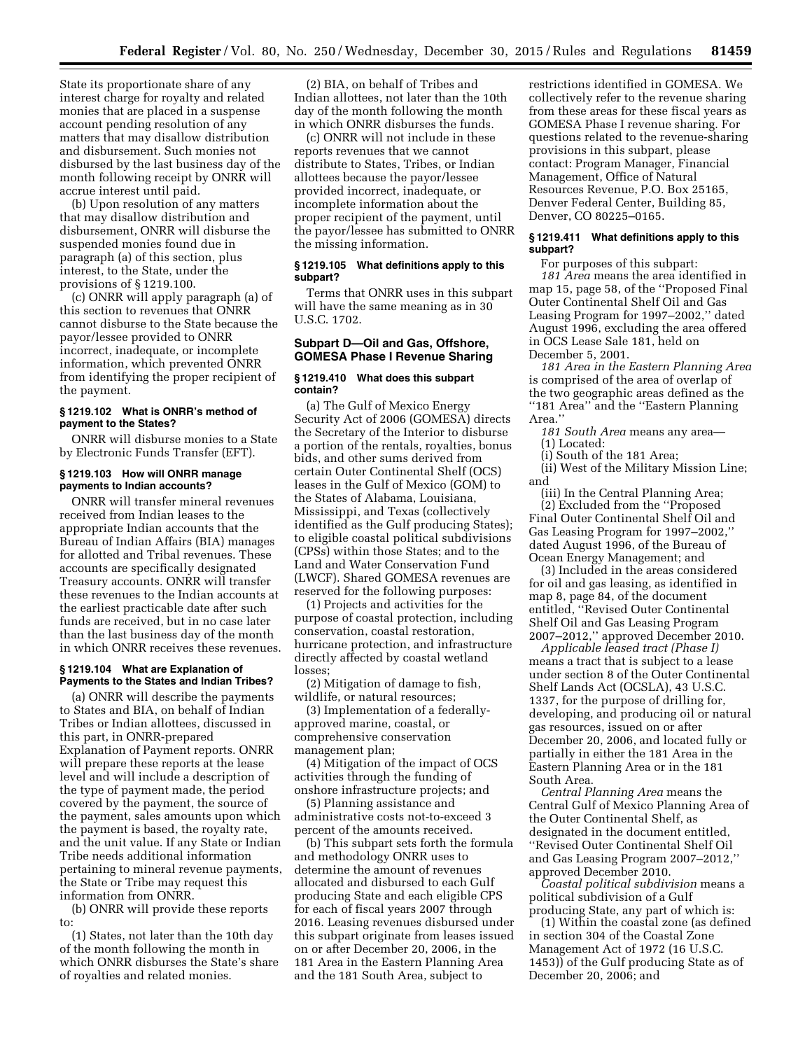State its proportionate share of any interest charge for royalty and related monies that are placed in a suspense account pending resolution of any matters that may disallow distribution and disbursement. Such monies not disbursed by the last business day of the month following receipt by ONRR will accrue interest until paid.

(b) Upon resolution of any matters that may disallow distribution and disbursement, ONRR will disburse the suspended monies found due in paragraph (a) of this section, plus interest, to the State, under the provisions of § 1219.100.

(c) ONRR will apply paragraph (a) of this section to revenues that ONRR cannot disburse to the State because the payor/lessee provided to ONRR incorrect, inadequate, or incomplete information, which prevented ONRR from identifying the proper recipient of the payment.

### § 1219.102 What is ONRR's method of payment to the States?

ONRR will disburse monies to a State by Electronic Funds Transfer (EFT).

### § 1219.103 How will ONRR manage payments to Indian accounts?

ONRR will transfer mineral revenues received from Indian leases to the appropriate Indian accounts that the Bureau of Indian Affairs (BIA) manages for allotted and Tribal revenues. These accounts are specifically designated Treasury accounts. ONRR will transfer these revenues to the Indian accounts at the earliest practicable date after such funds are received, but in no case later than the last business day of the month in which ONRR receives these revenues.

### § 1219.104 What are Explanation of Payments to the States and Indian Tribes?

(a) ONRR will describe the payments to States and BIA, on behalf of Indian Tribes or Indian allottees, discussed in this part, in ONRR-prepared Explanation of Payment reports. ONRR will prepare these reports at the lease level and will include a description of the type of payment made, the period covered by the payment, the source of the payment, sales amounts upon which the payment is based, the royalty rate, and the unit value. If any State or Indian Tribe needs additional information pertaining to mineral revenue payments, the State or Tribe may request this information from ONRR.

(b) ONRR will provide these reports to:

(1) States, not later than the 10th day of the month following the month in which ONRR disburses the State's share of royalties and related monies.

(2) BIA, on behalf of Tribes and Indian allottees, not later than the 10th day of the month following the month in which ONRR disburses the funds.

(c) ONRR will not include in these reports revenues that we cannot distribute to States, Tribes, or Indian allottees because the payor/lessee provided incorrect, inadequate, or incomplete information about the proper recipient of the payment, until the payor/lessee has submitted to ONRR the missing information.

### § 1219.105 What definitions apply to this subpart?

Terms that ONRR uses in this subpart will have the same meaning as in 30 U.S.C. 1702.

## Subpart D—Oil and Gas, Offshore, GOMESA Phase I Revenue Sharing

### § 1219.410 What does this subpart contain?

(a) The Gulf of Mexico Energy Security Act of 2006 (GOMESA) directs the Secretary of the Interior to disburse a portion of the rentals, royalties, bonus bids, and other sums derived from certain Outer Continental Shelf (OCS) leases in the Gulf of Mexico (GOM) to the States of Alabama, Louisiana, Mississippi, and Texas (collectively identified as the Gulf producing States); to eligible coastal political subdivisions (CPSs) within those States; and to the Land and Water Conservation Fund (LWCF). Shared GOMESA revenues are reserved for the following purposes:

(1) Projects and activities for the purpose of coastal protection, including conservation, coastal restoration, hurricane protection, and infrastructure directly affected by coastal wetland losses;

(2) Mitigation of damage to fish, wildlife, or natural resources;

(3) Implementation of a federally-approved marine, coastal, or comprehensive conservation management plan;

(4) Mitigation of the impact of OCS activities through the funding of onshore infrastructure projects; and

(5) Planning assistance and administrative costs not-to-exceed 3 percent of the amounts received.

(b) This subpart sets forth the formula and methodology ONRR uses to determine the amount of revenues allocated and disbursed to each Gulf producing State and each eligible CPS for each of fiscal years 2007 through 2016. Leasing revenues disbursed under this subpart originate from leases issued on or after December 20, 2006, in the 181 Area in the Eastern Planning Area and the 181 South Area, subject to restrictions identified in GOMESA. We collectively refer to the revenue sharing from these areas for these fiscal years as GOMESA Phase I revenue sharing. For questions related to the revenue-sharing provisions in this subpart, please contact: Program Manager, Financial Management, Office of Natural Resources Revenue, P.O. Box 25165, Denver Federal Center, Building 85, Denver, CO 80225–0165.

### § 1219.411 What definitions apply to this subpart?

For purposes of this subpart:

*181 Area* means the area identified in map 15, page 58, of the ''Proposed Final Outer Continental Shelf Oil and Gas Leasing Program for 1997–2002,'' dated August 1996, excluding the area offered in OCS Lease Sale 181, held on December 5, 2001.

*181 Area in the Eastern Planning Area* is comprised of the area of overlap of the two geographic areas defined as the ''181 Area'' and the ''Eastern Planning Area.''

*181 South Area* means any area—

(1) Located:

(i) South of the 181 Area;

(ii) West of the Military Mission Line; and

(iii) In the Central Planning Area;

(2) Excluded from the ''Proposed Final Outer Continental Shelf Oil and Gas Leasing Program for 1997–2002,'' dated August 1996, of the Bureau of Ocean Energy Management; and

(3) Included in the areas considered for oil and gas leasing, as identified in map 8, page 84, of the document entitled, ''Revised Outer Continental Shelf Oil and Gas Leasing Program 2007–2012,'' approved December 2010.

*Applicable leased tract (Phase I)* means a tract that is subject to a lease under section 8 of the Outer Continental Shelf Lands Act (OCSLA), 43 U.S.C. 1337, for the purpose of drilling for, developing, and producing oil or natural gas resources, issued on or after December 20, 2006, and located fully or partially in either the 181 Area in the Eastern Planning Area or in the 181 South Area.

*Central Planning Area* means the Central Gulf of Mexico Planning Area of the Outer Continental Shelf, as designated in the document entitled, ''Revised Outer Continental Shelf Oil and Gas Leasing Program 2007–2012,'' approved December 2010.

*Coastal political subdivision* means a political subdivision of a Gulf producing State, any part of which is:

(1) Within the coastal zone (as defined in section 304 of the Coastal Zone Management Act of 1972 (16 U.S.C. 1453)) of the Gulf producing State as of December 20, 2006; and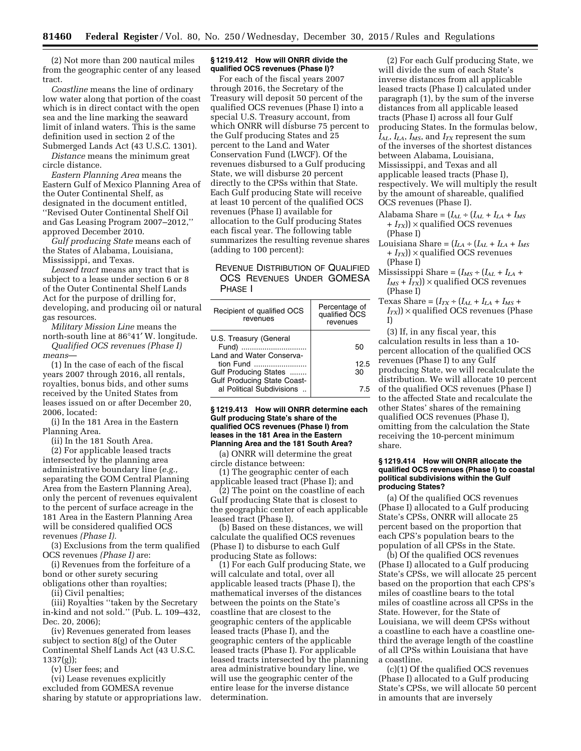(2) Not more than 200 nautical miles from the geographic center of any leased tract.

*Coastline* means the line of ordinary low water along that portion of the coast which is in direct contact with the open sea and the line marking the seaward limit of inland waters. This is the same definition used in section 2 of the Submerged Lands Act (43 U.S.C. 1301).

*Distance* means the minimum great circle distance.

*Eastern Planning Area* means the Eastern Gulf of Mexico Planning Area of the Outer Continental Shelf, as designated in the document entitled, ''Revised Outer Continental Shelf Oil and Gas Leasing Program 2007–2012,'' approved December 2010.

*Gulf producing State* means each of the States of Alabama, Louisiana, Mississippi, and Texas.

*Leased tract* means any tract that is subject to a lease under section 6 or 8 of the Outer Continental Shelf Lands Act for the purpose of drilling for, developing, and producing oil or natural gas resources.

*Military Mission Line* means the north-south line at 86°41′ W. longitude.

*Qualified OCS revenues (Phase I) means*—

(1) In the case of each of the fiscal years 2007 through 2016, all rentals, royalties, bonus bids, and other sums received by the United States from leases issued on or after December 20, 2006, located:

(i) In the 181 Area in the Eastern Planning Area.

(ii) In the 181 South Area.

(2) For applicable leased tracts intersected by the planning area administrative boundary line (*e.g.,* separating the GOM Central Planning Area from the Eastern Planning Area), only the percent of revenues equivalent to the percent of surface acreage in the 181 Area in the Eastern Planning Area will be considered qualified OCS revenues *(Phase I).*

(3) Exclusions from the term qualified OCS revenues *(Phase I)* are:

(i) Revenues from the forfeiture of a bond or other surety securing obligations other than royalties;

(ii) Civil penalties;

(iii) Royalties ''taken by the Secretary in-kind and not sold.'' (Pub. L. 109–432, Dec. 20, 2006);

(iv) Revenues generated from leases subject to section 8(g) of the Outer Continental Shelf Lands Act (43 U.S.C. 1337(g));

(v) User fees; and

(vi) Lease revenues explicitly excluded from GOMESA revenue sharing by statute or appropriations law.

**§ 1219.412 How will ONRR divide the qualified OCS revenues (Phase I)?**

For each of the fiscal years 2007 through 2016, the Secretary of the Treasury will deposit 50 percent of the qualified OCS revenues (Phase I) into a special U.S. Treasury account, from which ONRR will disburse 75 percent to the Gulf producing States and 25 percent to the Land and Water Conservation Fund (LWCF). Of the revenues disbursed to a Gulf producing State, we will disburse 20 percent directly to the CPSs within that State. Each Gulf producing State will receive at least 10 percent of the qualified OCS revenues (Phase I) available for allocation to the Gulf producing States each fiscal year. The following table summarizes the resulting revenue shares (adding to 100 percent):

REVENUE DISTRIBUTION OF QUALIFIED OCS REVENUES UNDER GOMESA PHASE I

| Recipient of qualified OCS revenues | Percentage of qualified OCS revenues |
|---|---|
| U.S. Treasury (General Fund) | 50 |
| Land and Water Conservation Fund | 12.5 |
| Gulf Producing States | 30 |
| Gulf Producing State Coastal Political Subdivisions | 7.5 |

**§ 1219.413 How will ONRR determine each Gulf producing State's share of the qualified OCS revenues (Phase I) from leases in the 181 Area in the Eastern Planning Area and the 181 South Area?**

(a) ONRR will determine the great circle distance between:

(1) The geographic center of each applicable leased tract (Phase I); and

(2) The point on the coastline of each Gulf producing State that is closest to the geographic center of each applicable leased tract (Phase I).

(b) Based on these distances, we will calculate the qualified OCS revenues (Phase I) to disburse to each Gulf producing State as follows:

(1) For each Gulf producing State, we will calculate and total, over all applicable leased tracts (Phase I), the mathematical inverses of the distances between the points on the State's coastline that are closest to the geographic centers of the applicable leased tracts (Phase I), and the geographic centers of the applicable leased tracts (Phase I). For applicable leased tracts intersected by the planning area administrative boundary line, we will use the geographic center of the entire lease for the inverse distance determination.

(2) For each Gulf producing State, we will divide the sum of each State's inverse distances from all applicable leased tracts (Phase I) calculated under paragraph (1), by the sum of the inverse distances from all applicable leased tracts (Phase I) across all four Gulf producing States. In the formulas below, $I_{AL}$, $I_{LA}$, $I_{MS}$, and $I_{TX}$ represent the sum of the inverses of the shortest distances between Alabama, Louisiana, Mississippi, and Texas and all applicable leased tracts (Phase I), respectively. We will multiply the result by the amount of shareable, qualified OCS revenues (Phase I).

Alabama Share = $(I_{AL} \div (I_{AL} + I_{LA} + I_{MS} + I_{TX})) \times$ qualified OCS revenues (Phase I)

Louisiana Share = $(I_{LA} \div (I_{AL} + I_{LA} + I_{MS} + I_{TX})) \times$ qualified OCS revenues (Phase I)

Mississippi Share = $(I_{MS} \div (I_{AL} + I_{LA} + I_{MS} + I_{TX})) \times$ qualified OCS revenues (Phase I)

Texas Share = $(I_{TX} \div (I_{AL} + I_{LA} + I_{MS} + I_{TX})) \times$ qualified OCS revenues (Phase I)

(3) If, in any fiscal year, this calculation results in less than a 10-percent allocation of the qualified OCS revenues (Phase I) to any Gulf producing State, we will recalculate the distribution. We will allocate 10 percent of the qualified OCS revenues (Phase I) to the affected State and recalculate the other States' shares of the remaining qualified OCS revenues (Phase I), omitting from the calculation the State receiving the 10-percent minimum share.

**§ 1219.414 How will ONRR allocate the qualified OCS revenues (Phase I) to coastal political subdivisions within the Gulf producing States?**

(a) Of the qualified OCS revenues (Phase I) allocated to a Gulf producing State's CPSs, ONRR will allocate 25 percent based on the proportion that each CPS's population bears to the population of all CPSs in the State.

(b) Of the qualified OCS revenues (Phase I) allocated to a Gulf producing State's CPSs, we will allocate 25 percent based on the proportion that each CPS's miles of coastline bears to the total miles of coastline across all CPSs in the State. However, for the State of Louisiana, we will deem CPSs without a coastline to each have a coastline one-third the average length of the coastline of all CPSs within Louisiana that have a coastline.

(c)(1) Of the qualified OCS revenues (Phase I) allocated to a Gulf producing State's CPSs, we will allocate 50 percent in amounts that are inversely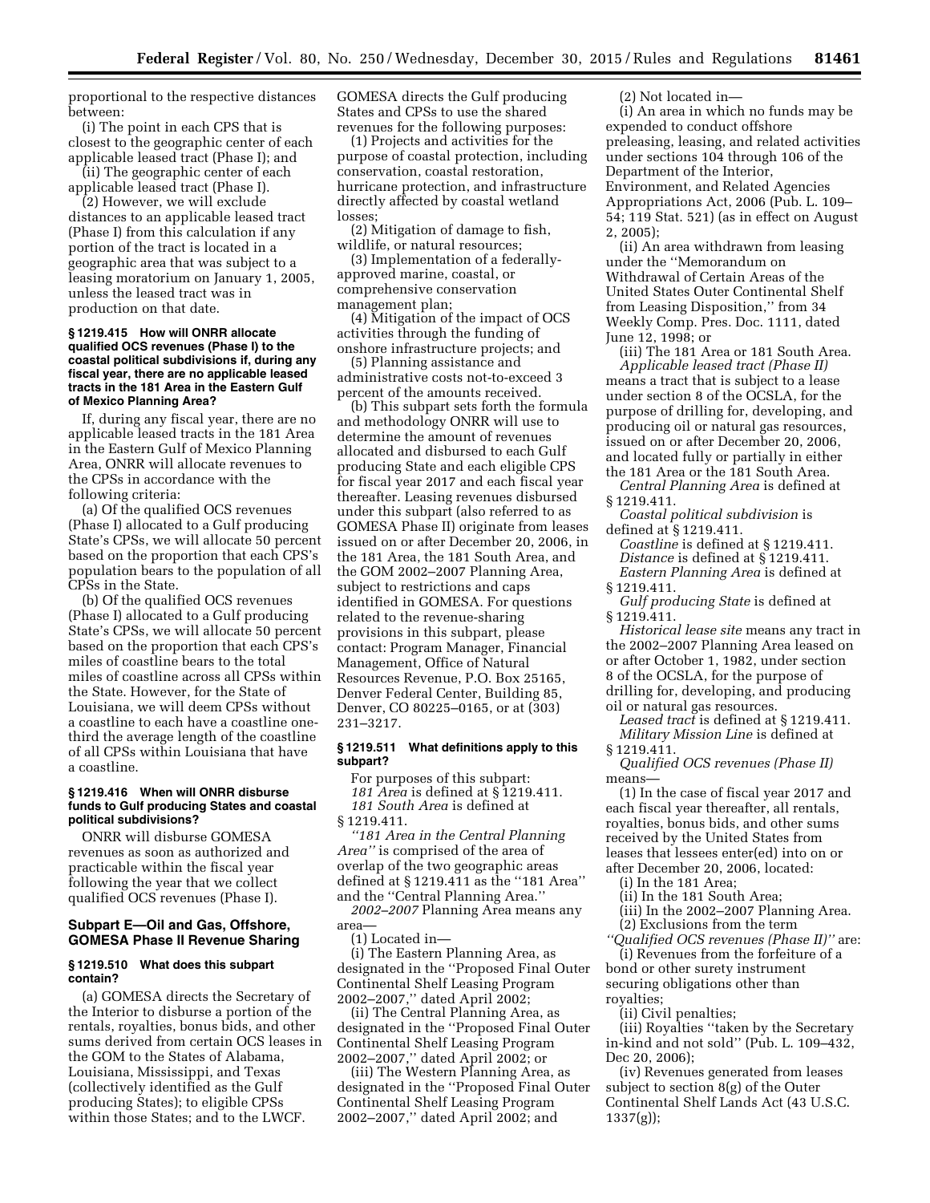proportional to the respective distances between:

(i) The point in each CPS that is closest to the geographic center of each applicable leased tract (Phase I); and

(ii) The geographic center of each applicable leased tract (Phase I).

(2) However, we will exclude distances to an applicable leased tract (Phase I) from this calculation if any portion of the tract is located in a geographic area that was subject to a leasing moratorium on January 1, 2005, unless the leased tract was in production on that date.

#### § 1219.415 How will ONRR allocate qualified OCS revenues (Phase I) to the coastal political subdivisions if, during any fiscal year, there are no applicable leased tracts in the 181 Area in the Eastern Gulf of Mexico Planning Area?

If, during any fiscal year, there are no applicable leased tracts in the 181 Area in the Eastern Gulf of Mexico Planning Area, ONRR will allocate revenues to the CPSs in accordance with the following criteria:

(a) Of the qualified OCS revenues (Phase I) allocated to a Gulf producing State's CPSs, we will allocate 50 percent based on the proportion that each CPS's population bears to the population of all CPSs in the State.

(b) Of the qualified OCS revenues (Phase I) allocated to a Gulf producing State's CPSs, we will allocate 50 percent based on the proportion that each CPS's miles of coastline bears to the total miles of coastline across all CPSs within the State. However, for the State of Louisiana, we will deem CPSs without a coastline to each have a coastline one-third the average length of the coastline of all CPSs within Louisiana that have a coastline.

#### § 1219.416 When will ONRR disburse funds to Gulf producing States and coastal political subdivisions?

ONRR will disburse GOMESA revenues as soon as authorized and practicable within the fiscal year following the year that we collect qualified OCS revenues (Phase I).

## Subpart E—Oil and Gas, Offshore, GOMESA Phase II Revenue Sharing

#### § 1219.510 What does this subpart contain?

(a) GOMESA directs the Secretary of the Interior to disburse a portion of the rentals, royalties, bonus bids, and other sums derived from certain OCS leases in the GOM to the States of Alabama, Louisiana, Mississippi, and Texas (collectively identified as the Gulf producing States); to eligible CPSs within those States; and to the LWCF. GOMESA directs the Gulf producing States and CPSs to use the shared revenues for the following purposes:

(1) Projects and activities for the purpose of coastal protection, including conservation, coastal restoration, hurricane protection, and infrastructure directly affected by coastal wetland losses;

(2) Mitigation of damage to fish, wildlife, or natural resources;

(3) Implementation of a federally-approved marine, coastal, or comprehensive conservation management plan;

(4) Mitigation of the impact of OCS activities through the funding of onshore infrastructure projects; and

(5) Planning assistance and administrative costs not-to-exceed 3 percent of the amounts received.

(b) This subpart sets forth the formula and methodology ONRR will use to determine the amount of revenues allocated and disbursed to each Gulf producing State and each eligible CPS for fiscal year 2017 and each fiscal year thereafter. Leasing revenues disbursed under this subpart (also referred to as GOMESA Phase II) originate from leases issued on or after December 20, 2006, in the 181 Area, the 181 South Area, and the GOM 2002–2007 Planning Area, subject to restrictions and caps identified in GOMESA. For questions related to the revenue-sharing provisions in this subpart, please contact: Program Manager, Financial Management, Office of Natural Resources Revenue, P.O. Box 25165, Denver Federal Center, Building 85, Denver, CO 80225–0165, or at (303) 231–3217.

#### § 1219.511 What definitions apply to this subpart?

For purposes of this subpart:

*181 Area* is defined at § 1219.411.

*181 South Area* is defined at § 1219.411.

*"181 Area in the Central Planning Area"* is comprised of the area of overlap of the two geographic areas defined at § 1219.411 as the "181 Area" and the "Central Planning Area."

*2002–2007* Planning Area means any area—

(1) Located in—

(i) The Eastern Planning Area, as designated in the "Proposed Final Outer Continental Shelf Leasing Program 2002–2007," dated April 2002;

(ii) The Central Planning Area, as designated in the "Proposed Final Outer Continental Shelf Leasing Program 2002–2007," dated April 2002; or

(iii) The Western Planning Area, as designated in the "Proposed Final Outer Continental Shelf Leasing Program 2002–2007," dated April 2002; and

(2) Not located in—

(i) An area in which no funds may be expended to conduct offshore preleasing, leasing, and related activities under sections 104 through 106 of the Department of the Interior, Environment, and Related Agencies Appropriations Act, 2006 (Pub. L. 109–54; 119 Stat. 521) (as in effect on August 2, 2005);

(ii) An area withdrawn from leasing under the "Memorandum on Withdrawal of Certain Areas of the United States Outer Continental Shelf from Leasing Disposition," from 34 Weekly Comp. Pres. Doc. 1111, dated June 12, 1998; or

(iii) The 181 Area or 181 South Area.

*Applicable leased tract (Phase II)* means a tract that is subject to a lease under section 8 of the OCSLA, for the purpose of drilling for, developing, and producing oil or natural gas resources, issued on or after December 20, 2006, and located fully or partially in either the 181 Area or the 181 South Area.

*Central Planning Area* is defined at § 1219.411.

*Coastal political subdivision* is defined at § 1219.411.

*Coastline* is defined at § 1219.411.

*Distance* is defined at § 1219.411.

*Eastern Planning Area* is defined at § 1219.411.

*Gulf producing State* is defined at § 1219.411.

*Historical lease site* means any tract in the 2002–2007 Planning Area leased on or after October 1, 1982, under section 8 of the OCSLA, for the purpose of drilling for, developing, and producing oil or natural gas resources.

*Leased tract* is defined at § 1219.411.

*Military Mission Line* is defined at § 1219.411.

*Qualified OCS revenues (Phase II)* means—

(1) In the case of fiscal year 2017 and each fiscal year thereafter, all rentals, royalties, bonus bids, and other sums received by the United States from leases that lessees enter(ed) into on or after December 20, 2006, located:

(i) In the 181 Area;

(ii) In the 181 South Area;

(iii) In the 2002–2007 Planning Area.

(2) Exclusions from the term *"Qualified OCS revenues (Phase II)"* are:

(i) Revenues from the forfeiture of a bond or other surety instrument securing obligations other than royalties;

(ii) Civil penalties;

(iii) Royalties "taken by the Secretary in-kind and not sold" (Pub. L. 109–432, Dec 20, 2006);

(iv) Revenues generated from leases subject to section 8(g) of the Outer Continental Shelf Lands Act (43 U.S.C. 1337(g));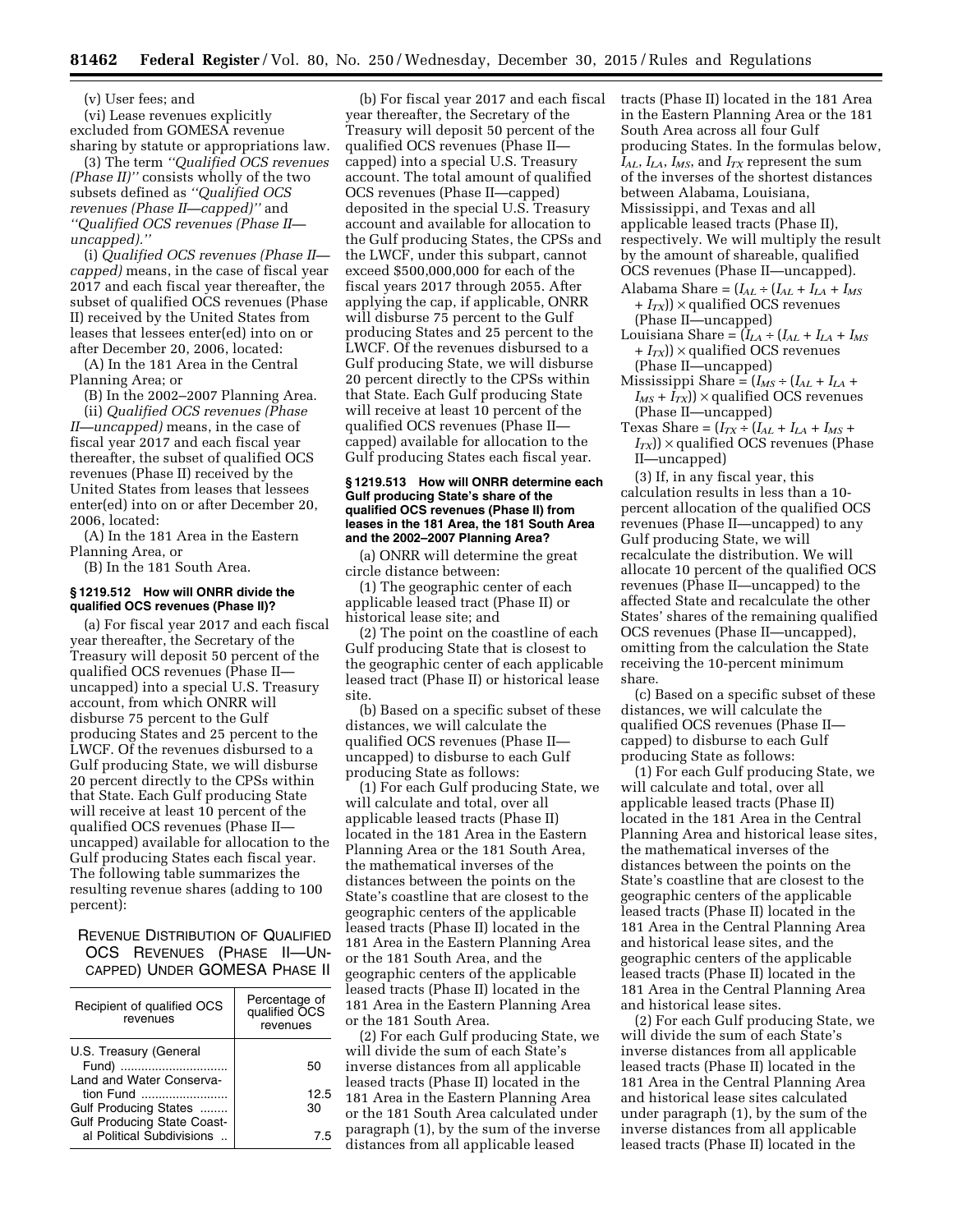(v) User fees; and

(vi) Lease revenues explicitly excluded from GOMESA revenue sharing by statute or appropriations law.

(3) The term *''Qualified OCS revenues (Phase II)''* consists wholly of the two subsets defined as *''Qualified OCS revenues (Phase II—capped)''* and *''Qualified OCS revenues (Phase II—uncapped).''*

(i) *Qualified OCS revenues (Phase II—capped)* means, in the case of fiscal year 2017 and each fiscal year thereafter, the subset of qualified OCS revenues (Phase II) received by the United States from leases that lessees enter(ed) into on or after December 20, 2006, located:

(A) In the 181 Area in the Central Planning Area; or

(B) In the 2002–2007 Planning Area.

(ii) *Qualified OCS revenues (Phase II—uncapped)* means, in the case of fiscal year 2017 and each fiscal year thereafter, the subset of qualified OCS revenues (Phase II) received by the United States from leases that lessees enter(ed) into on or after December 20, 2006, located:

(A) In the 181 Area in the Eastern Planning Area, or

(B) In the 181 South Area.

### § 1219.512 How will ONRR divide the qualified OCS revenues (Phase II)?

(a) For fiscal year 2017 and each fiscal year thereafter, the Secretary of the Treasury will deposit 50 percent of the qualified OCS revenues (Phase II—uncapped) into a special U.S. Treasury account, from which ONRR will disburse 75 percent to the Gulf producing States and 25 percent to the LWCF. Of the revenues disbursed to a Gulf producing State, we will disburse 20 percent directly to the CPSs within that State. Each Gulf producing State will receive at least 10 percent of the qualified OCS revenues (Phase II—uncapped) available for allocation to the Gulf producing States each fiscal year. The following table summarizes the resulting revenue shares (adding to 100 percent):

REVENUE DISTRIBUTION OF QUALIFIED OCS REVENUES (PHASE II—UNCAPPED) UNDER GOMESA PHASE II

| Recipient of qualified OCS revenues | Percentage of qualified OCS revenues |
|---|---|
| U.S. Treasury (General Fund) | 50 |
| Land and Water Conservation Fund | 12.5 |
| Gulf Producing States | 30 |
| Gulf Producing State Coastal Political Subdivisions | 7.5 |

(b) For fiscal year 2017 and each fiscal year thereafter, the Secretary of the Treasury will deposit 50 percent of the qualified OCS revenues (Phase II—capped) into a special U.S. Treasury account. The total amount of qualified OCS revenues (Phase II—capped) deposited in the special U.S. Treasury account and available for allocation to the Gulf producing States, the CPSs and the LWCF, under this subpart, cannot exceed $500,000,000 for each of the fiscal years 2017 through 2055. After applying the cap, if applicable, ONRR will disburse 75 percent to the Gulf producing States and 25 percent to the LWCF. Of the revenues disbursed to a Gulf producing State, we will disburse 20 percent directly to the CPSs within that State. Each Gulf producing State will receive at least 10 percent of the qualified OCS revenues (Phase II—capped) available for allocation to the Gulf producing States each fiscal year.

### § 1219.513 How will ONRR determine each Gulf producing State's share of the qualified OCS revenues (Phase II) from leases in the 181 Area, the 181 South Area and the 2002–2007 Planning Area?

(a) ONRR will determine the great circle distance between:

(1) The geographic center of each applicable leased tract (Phase II) or historical lease site; and

(2) The point on the coastline of each Gulf producing State that is closest to the geographic center of each applicable leased tract (Phase II) or historical lease site.

(b) Based on a specific subset of these distances, we will calculate the qualified OCS revenues (Phase II—uncapped) to disburse to each Gulf producing State as follows:

(1) For each Gulf producing State, we will calculate and total, over all applicable leased tracts (Phase II) located in the 181 Area in the Eastern Planning Area or the 181 South Area, the mathematical inverses of the distances between the points on the State's coastline that are closest to the geographic centers of the applicable leased tracts (Phase II) located in the 181 Area in the Eastern Planning Area or the 181 South Area, and the geographic centers of the applicable leased tracts (Phase II) located in the 181 Area in the Eastern Planning Area or the 181 South Area.

(2) For each Gulf producing State, we will divide the sum of each State's inverse distances from all applicable leased tracts (Phase II) located in the 181 Area in the Eastern Planning Area or the 181 South Area calculated under paragraph (1), by the sum of the inverse distances from all applicable leased tracts (Phase II) located in the 181 Area in the Eastern Planning Area or the 181 South Area across all four Gulf producing States. In the formulas below, $I_{AL}$, $I_{LA}$, $I_{MS}$, and $I_{TX}$ represent the sum of the inverses of the shortest distances between Alabama, Louisiana, Mississippi, and Texas and all applicable leased tracts (Phase II), respectively. We will multiply the result by the amount of shareable, qualified OCS revenues (Phase II—uncapped).

Alabama Share = $(I_{AL} \div (I_{AL} + I_{LA} + I_{MS} + I_{TX})) \times$ qualified OCS revenues (Phase II—uncapped)

Louisiana Share = $(I_{LA} \div (I_{AL} + I_{LA} + I_{MS} + I_{TX})) \times$ qualified OCS revenues (Phase II—uncapped)

Mississippi Share = $(I_{MS} \div (I_{AL} + I_{LA} + I_{MS} + I_{TX})) \times$ qualified OCS revenues (Phase II—uncapped)

Texas Share = $(I_{TX} \div (I_{AL} + I_{LA} + I_{MS} + I_{TX})) \times$ qualified OCS revenues (Phase II—uncapped)

(3) If, in any fiscal year, this calculation results in less than a 10-percent allocation of the qualified OCS revenues (Phase II—uncapped) to any Gulf producing State, we will recalculate the distribution. We will allocate 10 percent of the qualified OCS revenues (Phase II—uncapped) to the affected State and recalculate the other States' shares of the remaining qualified OCS revenues (Phase II—uncapped), omitting from the calculation the State receiving the 10-percent minimum share.

(c) Based on a specific subset of these distances, we will calculate the qualified OCS revenues (Phase II—capped) to disburse to each Gulf producing State as follows:

(1) For each Gulf producing State, we will calculate and total, over all applicable leased tracts (Phase II) located in the 181 Area in the Central Planning Area and historical lease sites, the mathematical inverses of the distances between the points on the State's coastline that are closest to the geographic centers of the applicable leased tracts (Phase II) located in the 181 Area in the Central Planning Area and historical lease sites, and the geographic centers of the applicable leased tracts (Phase II) located in the 181 Area in the Central Planning Area and historical lease sites.

(2) For each Gulf producing State, we will divide the sum of each State's inverse distances from all applicable leased tracts (Phase II) located in the 181 Area in the Central Planning Area and historical lease sites calculated under paragraph (1), by the sum of the inverse distances from all applicable leased tracts (Phase II) located in the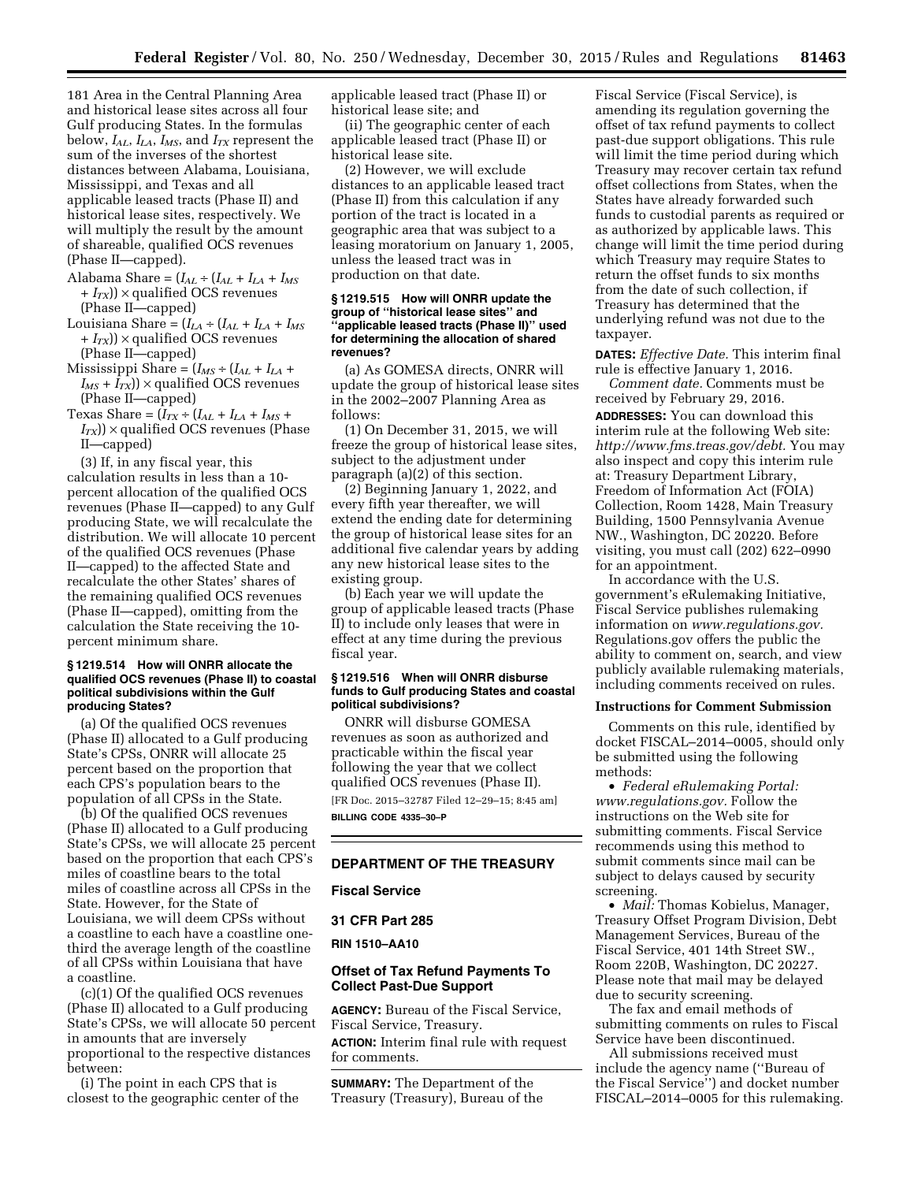181 Area in the Central Planning Area and historical lease sites across all four Gulf producing States. In the formulas below, $I_{AL}$, $I_{LA}$, $I_{MS}$, and $I_{TX}$ represent the sum of the inverses of the shortest distances between Alabama, Louisiana, Mississippi, and Texas and all applicable leased tracts (Phase II) and historical lease sites, respectively. We will multiply the result by the amount of shareable, qualified OCS revenues (Phase II—capped).

Alabama Share = $(I_{AL} \div (I_{AL} + I_{LA} + I_{MS} + I_{TX})) \times$ qualified OCS revenues (Phase II—capped)

Louisiana Share = $(I_{LA} \div (I_{AL} + I_{LA} + I_{MS} + I_{TX})) \times$ qualified OCS revenues (Phase II—capped)

Mississippi Share = $(I_{MS} \div (I_{AL} + I_{LA} + I_{MS} + I_{TX})) \times$ qualified OCS revenues (Phase II—capped)

Texas Share = $(I_{TX} \div (I_{AL} + I_{LA} + I_{MS} + I_{TX})) \times$ qualified OCS revenues (Phase II—capped)

(3) If, in any fiscal year, this calculation results in less than a 10-percent allocation of the qualified OCS revenues (Phase II—capped) to any Gulf producing State, we will recalculate the distribution. We will allocate 10 percent of the qualified OCS revenues (Phase II—capped) to the affected State and recalculate the other States' shares of the remaining qualified OCS revenues (Phase II—capped), omitting from the calculation the State receiving the 10-percent minimum share.

#### § 1219.514 How will ONRR allocate the qualified OCS revenues (Phase II) to coastal political subdivisions within the Gulf producing States?

(a) Of the qualified OCS revenues (Phase II) allocated to a Gulf producing State's CPSs, ONRR will allocate 25 percent based on the proportion that each CPS's population bears to the population of all CPSs in the State.

(b) Of the qualified OCS revenues (Phase II) allocated to a Gulf producing State's CPSs, we will allocate 25 percent based on the proportion that each CPS's miles of coastline bears to the total miles of coastline across all CPSs in the State. However, for the State of Louisiana, we will deem CPSs without a coastline to each have a coastline one-third the average length of the coastline of all CPSs within Louisiana that have a coastline.

(c)(1) Of the qualified OCS revenues (Phase II) allocated to a Gulf producing State's CPSs, we will allocate 50 percent in amounts that are inversely proportional to the respective distances between:

(i) The point in each CPS that is closest to the geographic center of the applicable leased tract (Phase II) or historical lease site; and

(ii) The geographic center of each applicable leased tract (Phase II) or historical lease site.

(2) However, we will exclude distances to an applicable leased tract (Phase II) from this calculation if any portion of the tract is located in a geographic area that was subject to a leasing moratorium on January 1, 2005, unless the leased tract was in production on that date.

#### § 1219.515 How will ONRR update the group of "historical lease sites" and "applicable leased tracts (Phase II)" used for determining the allocation of shared revenues?

(a) As GOMESA directs, ONRR will update the group of historical lease sites in the 2002–2007 Planning Area as follows:

(1) On December 31, 2015, we will freeze the group of historical lease sites, subject to the adjustment under paragraph (a)(2) of this section.

(2) Beginning January 1, 2022, and every fifth year thereafter, we will extend the ending date for determining the group of historical lease sites for an additional five calendar years by adding any new historical lease sites to the existing group.

(b) Each year we will update the group of applicable leased tracts (Phase II) to include only leases that were in effect at any time during the previous fiscal year.

#### § 1219.516 When will ONRR disburse funds to Gulf producing States and coastal political subdivisions?

ONRR will disburse GOMESA revenues as soon as authorized and practicable within the fiscal year following the year that we collect qualified OCS revenues (Phase II).

[FR Doc. 2015–32787 Filed 12–29–15; 8:45 am]

**BILLING CODE 4335–30–P**

---

## DEPARTMENT OF THE TREASURY

### Fiscal Service

### 31 CFR Part 285

**RIN 1510–AA10**

### Offset of Tax Refund Payments To Collect Past-Due Support

**AGENCY:** Bureau of the Fiscal Service, Fiscal Service, Treasury.

**ACTION:** Interim final rule with request for comments.

**SUMMARY:** The Department of the Treasury (Treasury), Bureau of the Fiscal Service (Fiscal Service), is amending its regulation governing the offset of tax refund payments to collect past-due support obligations. This rule will limit the time period during which Treasury may recover certain tax refund offset collections from States, when the States have already forwarded such funds to custodial parents as required or as authorized by applicable laws. This change will limit the time period during which Treasury may require States to return the offset funds to six months from the date of such collection, if Treasury has determined that the underlying refund was not due to the taxpayer.

**DATES:** *Effective Date.* This interim final rule is effective January 1, 2016.

*Comment date.* Comments must be received by February 29, 2016.

**ADDRESSES:** You can download this interim rule at the following Web site: *http://www.fms.treas.gov/debt.* You may also inspect and copy this interim rule at: Treasury Department Library, Freedom of Information Act (FOIA) Collection, Room 1428, Main Treasury Building, 1500 Pennsylvania Avenue NW., Washington, DC 20220. Before visiting, you must call (202) 622–0990 for an appointment.

In accordance with the U.S. government's eRulemaking Initiative, Fiscal Service publishes rulemaking information on *www.regulations.gov.* Regulations.gov offers the public the ability to comment on, search, and view publicly available rulemaking materials, including comments received on rules.

**Instructions for Comment Submission**

Comments on this rule, identified by docket FISCAL–2014–0005, should only be submitted using the following methods:

- *Federal eRulemaking Portal: www.regulations.gov.* Follow the instructions on the Web site for submitting comments. Fiscal Service recommends using this method to submit comments since mail can be subject to delays caused by security screening.
- *Mail:* Thomas Kobielus, Manager, Treasury Offset Program Division, Debt Management Services, Bureau of the Fiscal Service, 401 14th Street SW., Room 220B, Washington, DC 20227. Please note that mail may be delayed due to security screening.

The fax and email methods of submitting comments on rules to Fiscal Service have been discontinued.

All submissions received must include the agency name ("Bureau of the Fiscal Service") and docket number FISCAL–2014–0005 for this rulemaking.